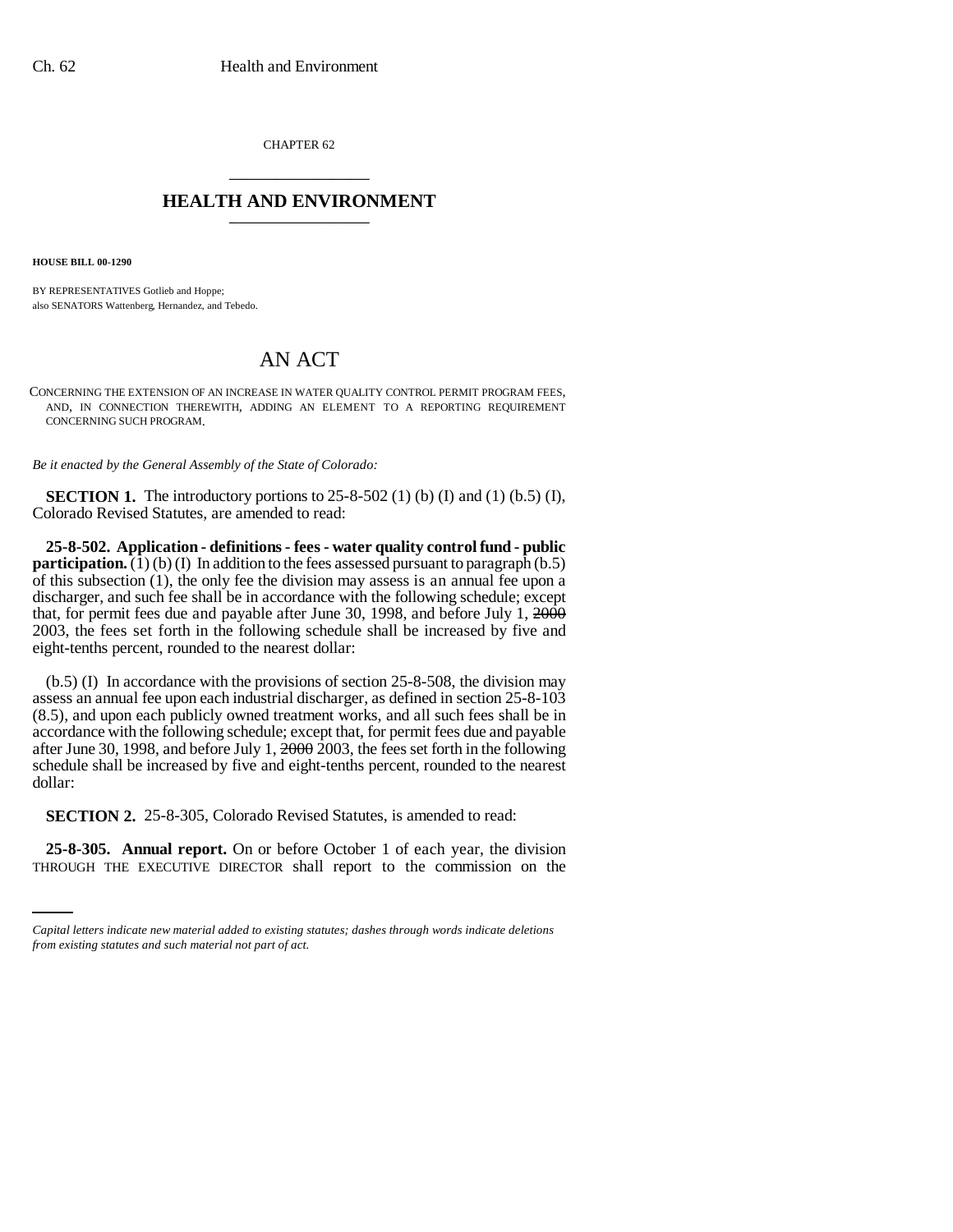CHAPTER 62

# HEALTH AND ENVIRONMENT

**HOUSE BILL 00-1290**

BY REPRESENTATIVES Gotlieb and Hoppe;
also SENATORS Wattenberg, Hernandez, and Tebedo.

# AN ACT

CONCERNING THE EXTENSION OF AN INCREASE IN WATER QUALITY CONTROL PERMIT PROGRAM FEES, AND, IN CONNECTION THEREWITH, ADDING AN ELEMENT TO A REPORTING REQUIREMENT CONCERNING SUCH PROGRAM.

*Be it enacted by the General Assembly of the State of Colorado:*

**SECTION 1.** The introductory portions to 25-8-502 (1) (b) (I) and (1) (b.5) (I), Colorado Revised Statutes, are amended to read:

**25-8-502. Application - definitions - fees - water quality control fund - public participation.** (1) (b) (I) In addition to the fees assessed pursuant to paragraph (b.5) of this subsection (1), the only fee the division may assess is an annual fee upon a discharger, and such fee shall be in accordance with the following schedule; except that, for permit fees due and payable after June 30, 1998, and before July 1, ~~2000~~ 2003, the fees set forth in the following schedule shall be increased by five and eight-tenths percent, rounded to the nearest dollar:

(b.5) (I) In accordance with the provisions of section 25-8-508, the division may assess an annual fee upon each industrial discharger, as defined in section 25-8-103 (8.5), and upon each publicly owned treatment works, and all such fees shall be in accordance with the following schedule; except that, for permit fees due and payable after June 30, 1998, and before July 1, ~~2000~~ 2003, the fees set forth in the following schedule shall be increased by five and eight-tenths percent, rounded to the nearest dollar:

**SECTION 2.** 25-8-305, Colorado Revised Statutes, is amended to read:

**25-8-305. Annual report.** On or before October 1 of each year, the division THROUGH THE EXECUTIVE DIRECTOR shall report to the commission on the

*Capital letters indicate new material added to existing statutes; dashes through words indicate deletions from existing statutes and such material not part of act.*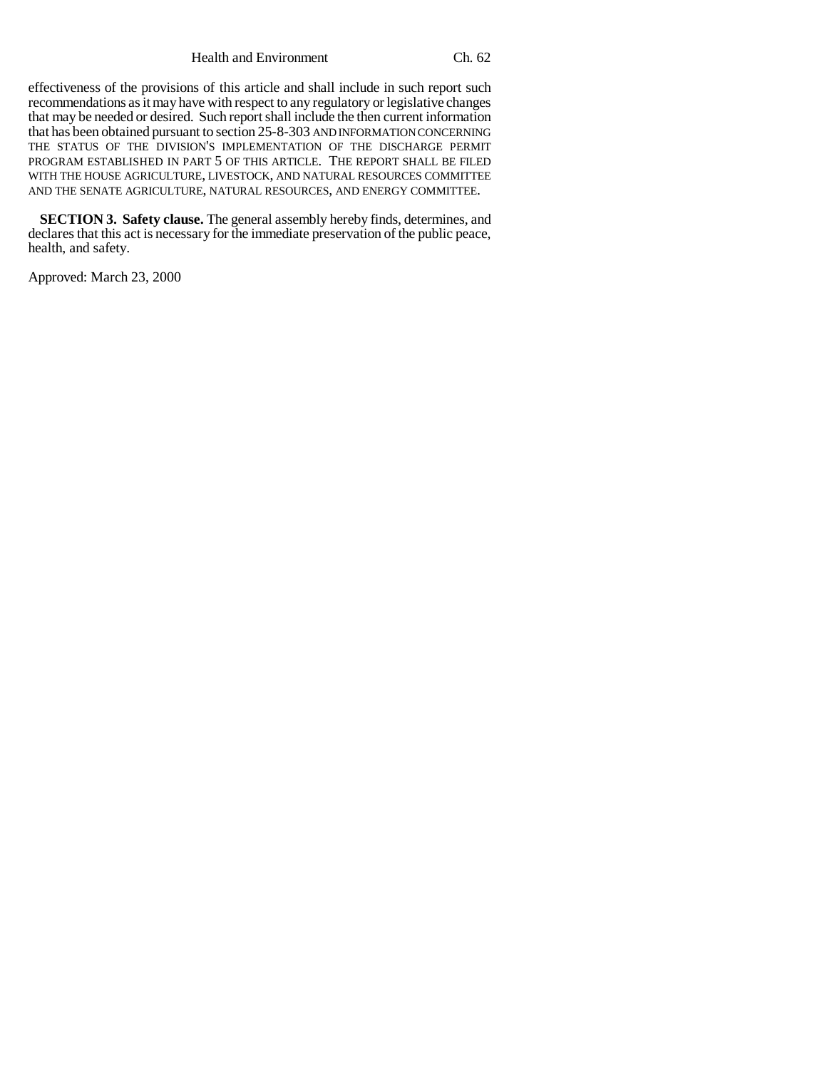effectiveness of the provisions of this article and shall include in such report such recommendations as it may have with respect to any regulatory or legislative changes that may be needed or desired. Such report shall include the then current information that has been obtained pursuant to section 25-8-303 AND INFORMATION CONCERNING THE STATUS OF THE DIVISION'S IMPLEMENTATION OF THE DISCHARGE PERMIT PROGRAM ESTABLISHED IN PART 5 OF THIS ARTICLE. THE REPORT SHALL BE FILED WITH THE HOUSE AGRICULTURE, LIVESTOCK, AND NATURAL RESOURCES COMMITTEE AND THE SENATE AGRICULTURE, NATURAL RESOURCES, AND ENERGY COMMITTEE.

**SECTION 3. Safety clause.** The general assembly hereby finds, determines, and declares that this act is necessary for the immediate preservation of the public peace, health, and safety.

Approved: March 23, 2000